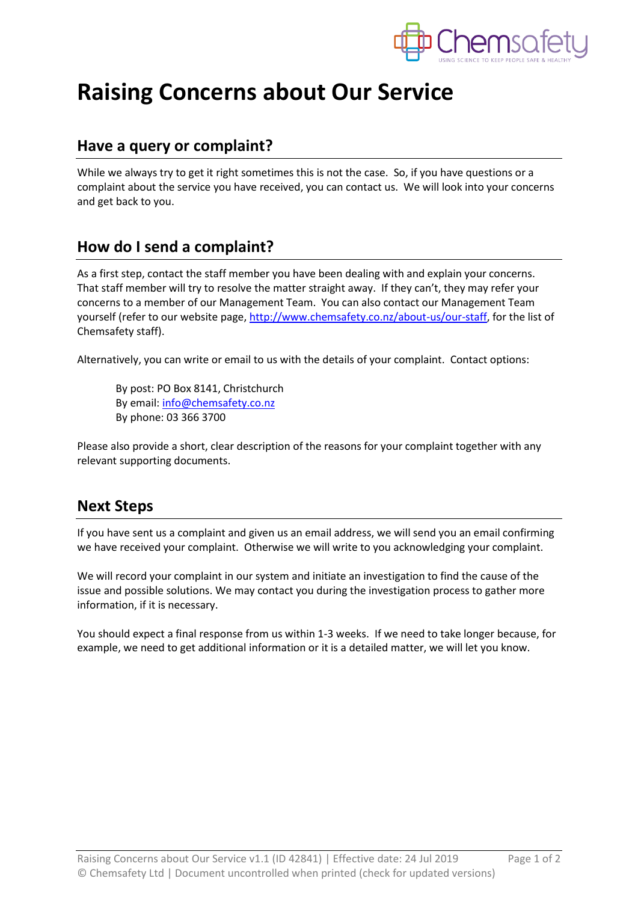# Raising Concerns about Our Service

## Have a query or complaint?

While we always try to get it right sometimes this is not the case. So, if you have questions or a complaint about the service you have received, you can contact us. We will look into your concerns and get back to you.

## How do I send a complaint?

As a first step, contact the staff member you have been dealing with and explain your concerns. That staff member will try to resolve the matter straight away. If they can't, they may refer your concerns to a member of our Management Team. You can also contact our Management Team yourself (refer to our website page, [http://www.chemsafety.co.nz/about-us/our-staff](http://www.chemsafety.co.nz/about-us/our-staff), for the list of Chemsafety staff).

Alternatively, you can write or email to us with the details of your complaint. Contact options:

By post: PO Box 8141, Christchurch
By email: [info@chemsafety.co.nz](mailto:info@chemsafety.co.nz)
By phone: 03 366 3700

Please also provide a short, clear description of the reasons for your complaint together with any relevant supporting documents.

## Next Steps

If you have sent us a complaint and given us an email address, we will send you an email confirming we have received your complaint. Otherwise we will write to you acknowledging your complaint.

We will record your complaint in our system and initiate an investigation to find the cause of the issue and possible solutions. We may contact you during the investigation process to gather more information, if it is necessary.

You should expect a final response from us within 1-3 weeks. If we need to take longer because, for example, we need to get additional information or it is a detailed matter, we will let you know.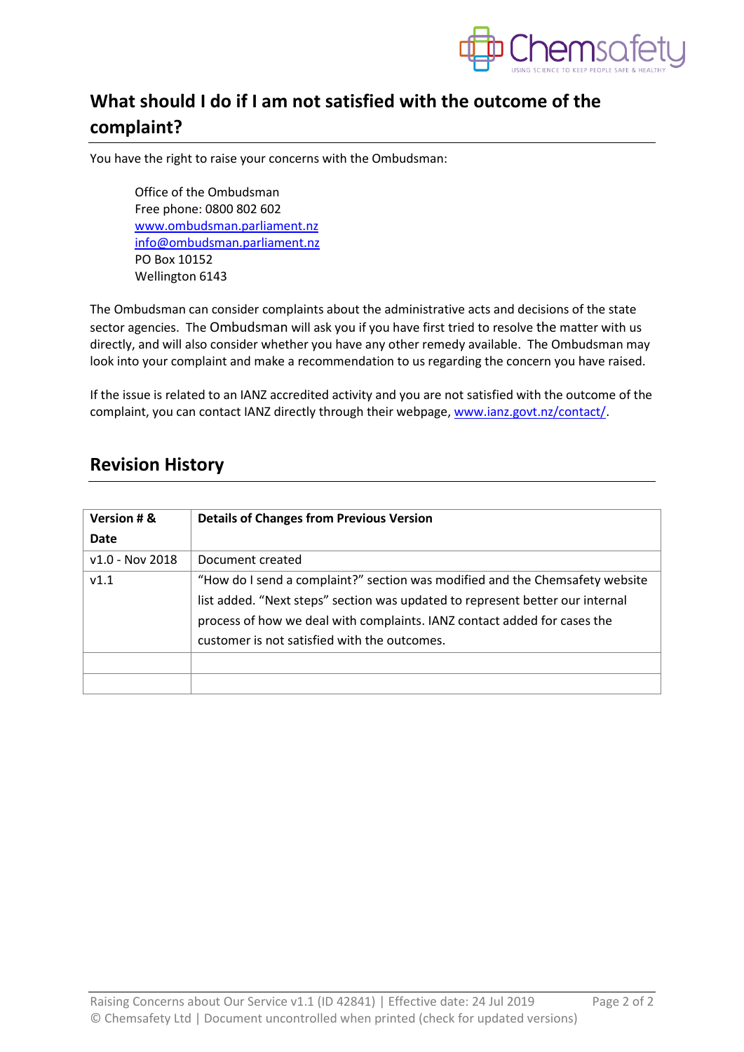## What should I do if I am not satisfied with the outcome of the complaint?

You have the right to raise your concerns with the Ombudsman:

Office of the Ombudsman
Free phone: 0800 802 602
www.ombudsman.parliament.nz
info@ombudsman.parliament.nz
PO Box 10152
Wellington 6143

The Ombudsman can consider complaints about the administrative acts and decisions of the state sector agencies. The Ombudsman will ask you if you have first tried to resolve the matter with us directly, and will also consider whether you have any other remedy available. The Ombudsman may look into your complaint and make a recommendation to us regarding the concern you have raised.

If the issue is related to an IANZ accredited activity and you are not satisfied with the outcome of the complaint, you can contact IANZ directly through their webpage, www.ianz.govt.nz/contact/.

## Revision History

| Version # & Date | Details of Changes from Previous Version |
|---|---|
| v1.0 - Nov 2018 | Document created |
| v1.1 | "How do I send a complaint?" section was modified and the Chemsafety website list added. "Next steps" section was updated to represent better our internal process of how we deal with complaints. IANZ contact added for cases the customer is not satisfied with the outcomes. |
| | |
| | |